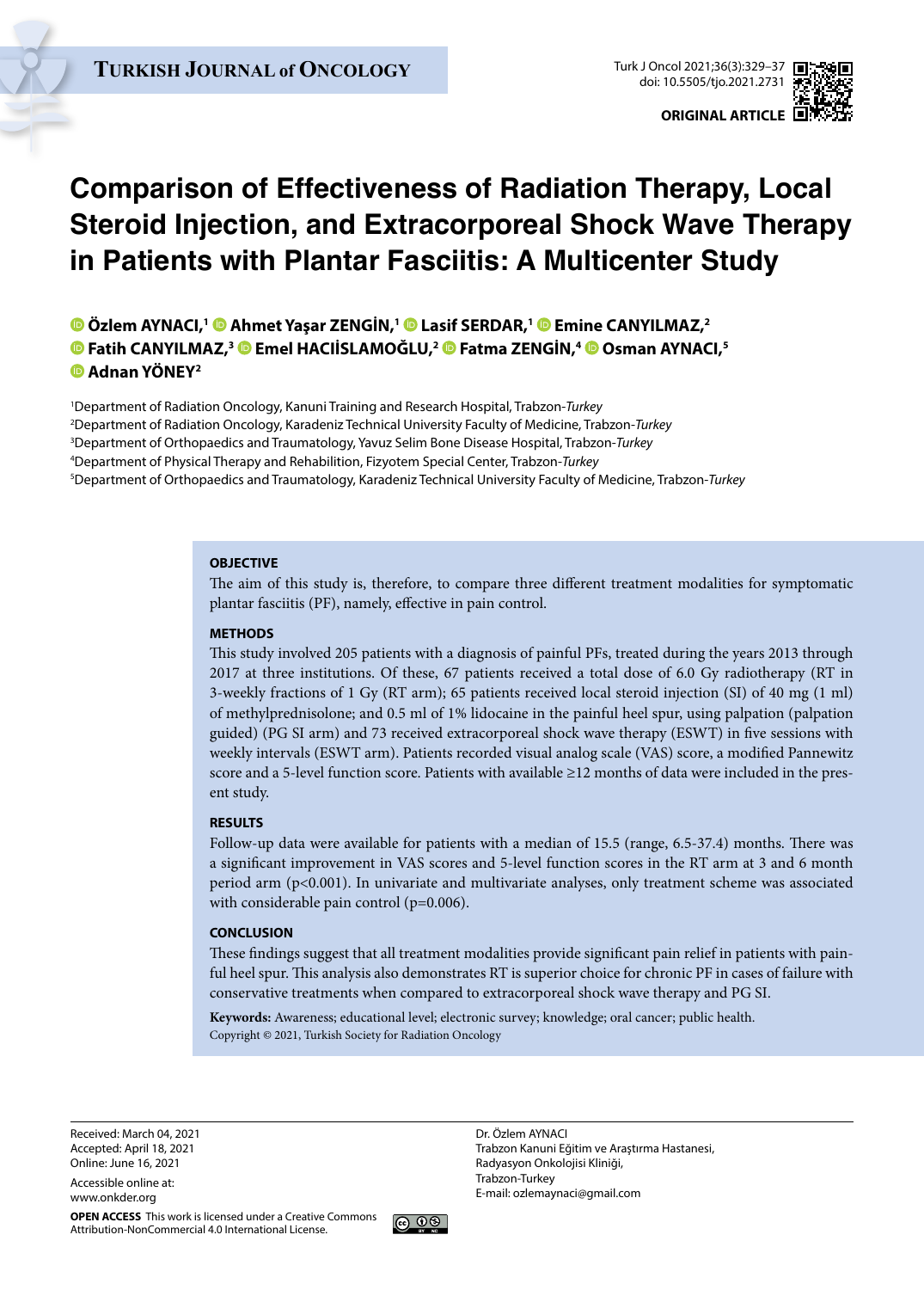ORIGINAL ARTICLE

# Comparison of Effectiveness of Radiation Therapy, Local Steroid Injection, and Extracorporeal Shock Wave Therapy in Patients with Plantar Fasciitis: A Multicenter Study

**Özlem AYNACI,[1] Ahmet Yaşar ZENGİN,[1] Lasif SERDAR,[1] Emine CANYILMAZ,[2] Fatih CANYILMAZ,[3] Emel HACIİSLAMOĞLU,[2] Fatma ZENGİN,[4] Osman AYNACI,[5] Adnan YÖNEY[2]**

[1]Department of Radiation Oncology, Kanuni Training and Research Hospital, Trabzon-*Turkey*
[2]Department of Radiation Oncology, Karadeniz Technical University Faculty of Medicine, Trabzon-*Turkey*
[3]Department of Orthopaedics and Traumatology, Yavuz Selim Bone Disease Hospital, Trabzon-*Turkey*
[4]Department of Physical Therapy and Rehabilition, Fizyotem Special Center, Trabzon-*Turkey*
[5]Department of Orthopaedics and Traumatology, Karadeniz Technical University Faculty of Medicine, Trabzon-*Turkey*

**OBJECTIVE**

The aim of this study is, therefore, to compare three different treatment modalities for symptomatic plantar fasciitis (PF), namely, effective in pain control.

**METHODS**

This study involved 205 patients with a diagnosis of painful PFs, treated during the years 2013 through 2017 at three institutions. Of these, 67 patients received a total dose of 6.0 Gy radiotherapy (RT in 3-weekly fractions of 1 Gy (RT arm); 65 patients received local steroid injection (SI) of 40 mg (1 ml) of methylprednisolone; and 0.5 ml of 1% lidocaine in the painful heel spur, using palpation (palpation guided) (PG SI arm) and 73 received extracorporeal shock wave therapy (ESWT) in five sessions with weekly intervals (ESWT arm). Patients recorded visual analog scale (VAS) score, a modified Pannewitz score and a 5-level function score. Patients with available ≥12 months of data were included in the present study.

**RESULTS**

Follow-up data were available for patients with a median of 15.5 (range, 6.5-37.4) months. There was a significant improvement in VAS scores and 5-level function scores in the RT arm at 3 and 6 month period arm ($p<0.001$). In univariate and multivariate analyses, only treatment scheme was associated with considerable pain control ($p=0.006$).

**CONCLUSION**

These findings suggest that all treatment modalities provide significant pain relief in patients with painful heel spur. This analysis also demonstrates RT is superior choice for chronic PF in cases of failure with conservative treatments when compared to extracorporeal shock wave therapy and PG SI.

**Keywords:** Awareness; educational level; electronic survey; knowledge; oral cancer; public health.
Copyright © 2021, Turkish Society for Radiation Oncology

Received: March 04, 2021
Accepted: April 18, 2021
Online: June 16, 2021

Accessible online at:
www.onkder.org

**OPEN ACCESS** This work is licensed under a Creative Commons Attribution-NonCommercial 4.0 International License.

Dr. Özlem AYNACI
Trabzon Kanuni Eğitim ve Araştırma Hastanesi,
Radyasyon Onkolojisi Kliniği,
Trabzon-Turkey
E-mail: ozlemaynaci@gmail.com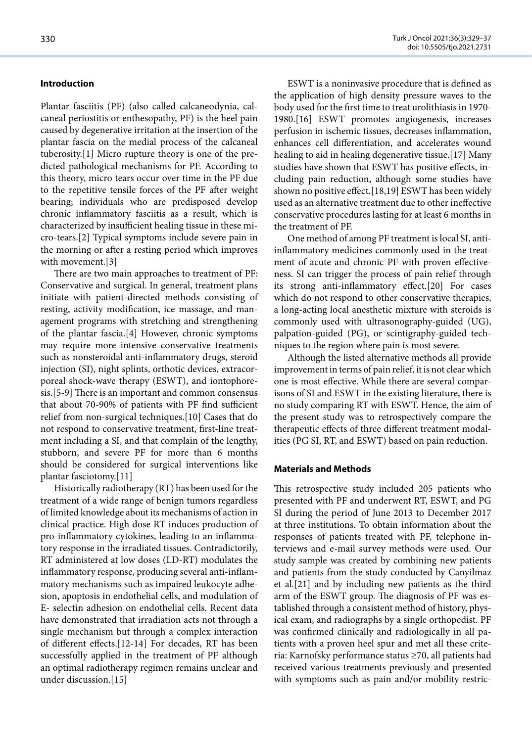## Introduction

Plantar fasciitis (PF) (also called calcaneodynia, calcaneal periostitis or enthesopathy, PF) is the heel pain caused by degenerative irritation at the insertion of the plantar fascia on the medial process of the calcaneal tuberosity.[1] Micro rupture theory is one of the predicted pathological mechanisms for PF. According to this theory, micro tears occur over time in the PF due to the repetitive tensile forces of the PF after weight bearing; individuals who are predisposed develop chronic inflammatory fasciitis as a result, which is characterized by insufficient healing tissue in these micro-tears.[2] Typical symptoms include severe pain in the morning or after a resting period which improves with movement.[3]

There are two main approaches to treatment of PF: Conservative and surgical. In general, treatment plans initiate with patient-directed methods consisting of resting, activity modification, ice massage, and management programs with stretching and strengthening of the plantar fascia.[4] However, chronic symptoms may require more intensive conservative treatments such as nonsteroidal anti-inflammatory drugs, steroid injection (SI), night splints, orthotic devices, extracorporeal shock-wave therapy (ESWT), and iontophoresis.[5-9] There is an important and common consensus that about 70-90% of patients with PF find sufficient relief from non-surgical techniques.[10] Cases that do not respond to conservative treatment, first-line treatment including a SI, and that complain of the lengthy, stubborn, and severe PF for more than 6 months should be considered for surgical interventions like plantar fasciotomy.[11]

Historically radiotherapy (RT) has been used for the treatment of a wide range of benign tumors regardless of limited knowledge about its mechanisms of action in clinical practice. High dose RT induces production of pro-inflammatory cytokines, leading to an inflammatory response in the irradiated tissues. Contradictorily, RT administered at low doses (LD-RT) modulates the inflammatory response, producing several anti-inflammatory mechanisms such as impaired leukocyte adhesion, apoptosis in endothelial cells, and modulation of E- selectin adhesion on endothelial cells. Recent data have demonstrated that irradiation acts not through a single mechanism but through a complex interaction of different effects.[12-14] For decades, RT has been successfully applied in the treatment of PF although an optimal radiotherapy regimen remains unclear and under discussion.[15]

ESWT is a noninvasive procedure that is defined as the application of high density pressure waves to the body used for the first time to treat urolithiasis in 1970-1980.[16] ESWT promotes angiogenesis, increases perfusion in ischemic tissues, decreases inflammation, enhances cell differentiation, and accelerates wound healing to aid in healing degenerative tissue.[17] Many studies have shown that ESWT has positive effects, including pain reduction, although some studies have shown no positive effect.[18,19] ESWT has been widely used as an alternative treatment due to other ineffective conservative procedures lasting for at least 6 months in the treatment of PF.

One method of among PF treatment is local SI, anti-inflammatory medicines commonly used in the treatment of acute and chronic PF with proven effectiveness. SI can trigger the process of pain relief through its strong anti-inflammatory effect.[20] For cases which do not respond to other conservative therapies, a long-acting local anesthetic mixture with steroids is commonly used with ultrasonography-guided (UG), palpation-guided (PG), or scintigraphy-guided techniques to the region where pain is most severe.

Although the listed alternative methods all provide improvement in terms of pain relief, it is not clear which one is most effective. While there are several comparisons of SI and ESWT in the existing literature, there is no study comparing RT with ESWT. Hence, the aim of the present study was to retrospectively compare the therapeutic effects of three different treatment modalities (PG SI, RT, and ESWT) based on pain reduction.

## Materials and Methods

This retrospective study included 205 patients who presented with PF and underwent RT, ESWT, and PG SI during the period of June 2013 to December 2017 at three institutions. To obtain information about the responses of patients treated with PF, telephone interviews and e-mail survey methods were used. Our study sample was created by combining new patients and patients from the study conducted by Canyilmaz et al.[21] and by including new patients as the third arm of the ESWT group. The diagnosis of PF was established through a consistent method of history, physical exam, and radiographs by a single orthopedist. PF was confirmed clinically and radiologically in all patients with a proven heel spur and met all these criteria: Karnofsky performance status ≥70, all patients had received various treatments previously and presented with symptoms such as pain and/or mobility restric-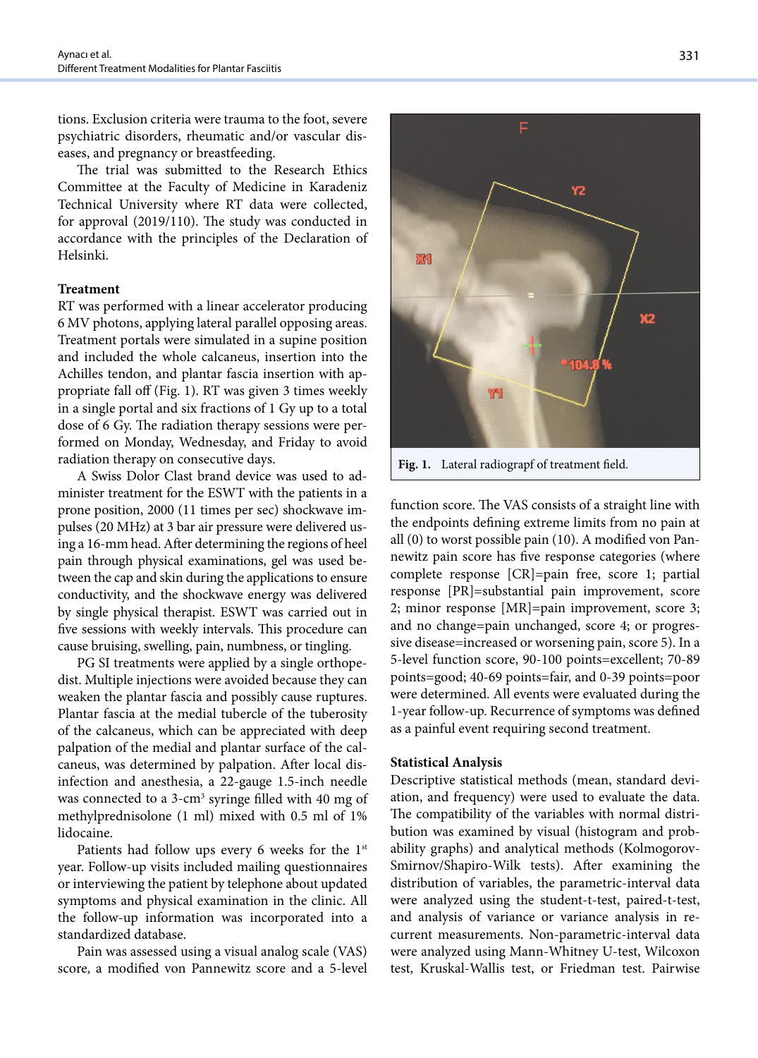tions. Exclusion criteria were trauma to the foot, severe psychiatric disorders, rheumatic and/or vascular diseases, and pregnancy or breastfeeding.

The trial was submitted to the Research Ethics Committee at the Faculty of Medicine in Karadeniz Technical University where RT data were collected, for approval (2019/110). The study was conducted in accordance with the principles of the Declaration of Helsinki.

### Treatment

RT was performed with a linear accelerator producing 6 MV photons, applying lateral parallel opposing areas. Treatment portals were simulated in a supine position and included the whole calcaneus, insertion into the Achilles tendon, and plantar fascia insertion with appropriate fall off (Fig. 1). RT was given 3 times weekly in a single portal and six fractions of 1 Gy up to a total dose of 6 Gy. The radiation therapy sessions were performed on Monday, Wednesday, and Friday to avoid radiation therapy on consecutive days.

A Swiss Dolor Clast brand device was used to administer treatment for the ESWT with the patients in a prone position, 2000 (11 times per sec) shockwave impulses (20 MHz) at 3 bar air pressure were delivered using a 16-mm head. After determining the regions of heel pain through physical examinations, gel was used between the cap and skin during the applications to ensure conductivity, and the shockwave energy was delivered by single physical therapist. ESWT was carried out in five sessions with weekly intervals. This procedure can cause bruising, swelling, pain, numbness, or tingling.

PG SI treatments were applied by a single orthopedist. Multiple injections were avoided because they can weaken the plantar fascia and possibly cause ruptures. Plantar fascia at the medial tubercle of the tuberosity of the calcaneus, which can be appreciated with deep palpation of the medial and plantar surface of the calcaneus, was determined by palpation. After local disinfection and anesthesia, a 22-gauge 1.5-inch needle was connected to a 3-$cm^3$ syringe filled with 40 mg of methylprednisolone (1 ml) mixed with 0.5 ml of 1% lidocaine.

Patients had follow ups every 6 weeks for the 1st year. Follow-up visits included mailing questionnaires or interviewing the patient by telephone about updated symptoms and physical examination in the clinic. All the follow-up information was incorporated into a standardized database.

Pain was assessed using a visual analog scale (VAS) score, a modified von Pannewitz score and a 5-level function score. The VAS consists of a straight line with the endpoints defining extreme limits from no pain at all (0) to worst possible pain (10). A modified von Pannewitz pain score has five response categories (where complete response [CR]=pain free, score 1; partial response [PR]=substantial pain improvement, score 2; minor response [MR]=pain improvement, score 3; and no change=pain unchanged, score 4; or progressive disease=increased or worsening pain, score 5). In a 5-level function score, 90-100 points=excellent; 70-89 points=good; 40-69 points=fair, and 0-39 points=poor were determined. All events were evaluated during the 1-year follow-up. Recurrence of symptoms was defined as a painful event requiring second treatment.

**Fig. 1.** Lateral radiograpf of treatment field.

### Statistical Analysis

Descriptive statistical methods (mean, standard deviation, and frequency) were used to evaluate the data. The compatibility of the variables with normal distribution was examined by visual (histogram and probability graphs) and analytical methods (Kolmogorov-Smirnov/Shapiro-Wilk tests). After examining the distribution of variables, the parametric-interval data were analyzed using the student-t-test, paired-t-test, and analysis of variance or variance analysis in recurrent measurements. Non-parametric-interval data were analyzed using Mann-Whitney U-test, Wilcoxon test, Kruskal-Wallis test, or Friedman test. Pairwise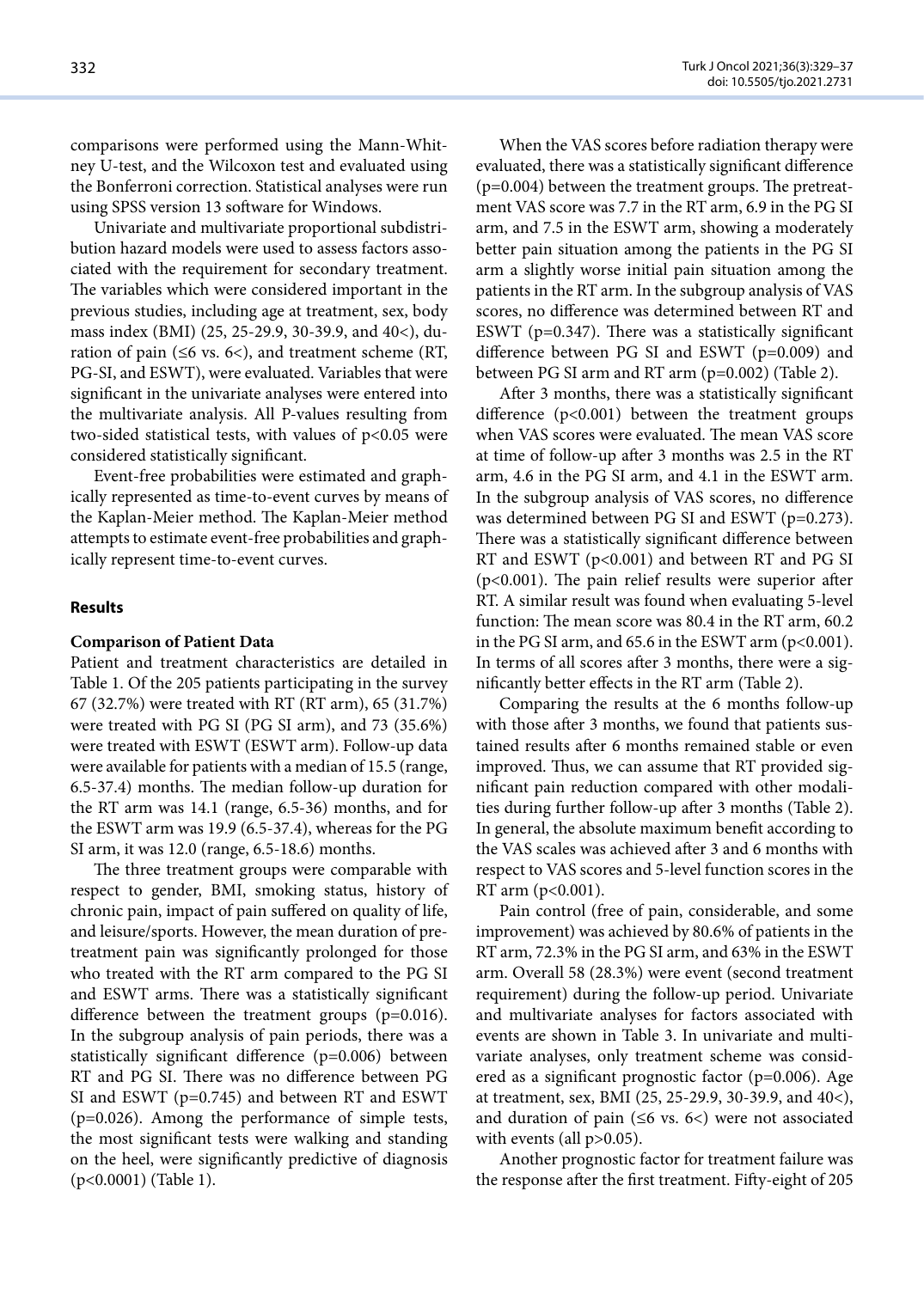comparisons were performed using the Mann-Whitney U-test, and the Wilcoxon test and evaluated using the Bonferroni correction. Statistical analyses were run using SPSS version 13 software for Windows.

Univariate and multivariate proportional subdistribution hazard models were used to assess factors associated with the requirement for secondary treatment. The variables which were considered important in the previous studies, including age at treatment, sex, body mass index (BMI) (25, 25-29.9, 30-39.9, and 40<), duration of pain (≤6 vs. 6<), and treatment scheme (RT, PG-SI, and ESWT), were evaluated. Variables that were significant in the univariate analyses were entered into the multivariate analysis. All P-values resulting from two-sided statistical tests, with values of $p<0.05$ were considered statistically significant.

Event-free probabilities were estimated and graphically represented as time-to-event curves by means of the Kaplan-Meier method. The Kaplan-Meier method attempts to estimate event-free probabilities and graphically represent time-to-event curves.

## Results

### Comparison of Patient Data

Patient and treatment characteristics are detailed in Table 1. Of the 205 patients participating in the survey 67 (32.7%) were treated with RT (RT arm), 65 (31.7%) were treated with PG SI (PG SI arm), and 73 (35.6%) were treated with ESWT (ESWT arm). Follow-up data were available for patients with a median of 15.5 (range, 6.5-37.4) months. The median follow-up duration for the RT arm was 14.1 (range, 6.5-36) months, and for the ESWT arm was 19.9 (6.5-37.4), whereas for the PG SI arm, it was 12.0 (range, 6.5-18.6) months.

The three treatment groups were comparable with respect to gender, BMI, smoking status, history of chronic pain, impact of pain suffered on quality of life, and leisure/sports. However, the mean duration of pretreatment pain was significantly prolonged for those who treated with the RT arm compared to the PG SI and ESWT arms. There was a statistically significant difference between the treatment groups (p=0.016). In the subgroup analysis of pain periods, there was a statistically significant difference (p=0.006) between RT and PG SI. There was no difference between PG SI and ESWT (p=0.745) and between RT and ESWT (p=0.026). Among the performance of simple tests, the most significant tests were walking and standing on the heel, were significantly predictive of diagnosis (p<0.0001) (Table 1).

When the VAS scores before radiation therapy were evaluated, there was a statistically significant difference (p=0.004) between the treatment groups. The pretreatment VAS score was 7.7 in the RT arm, 6.9 in the PG SI arm, and 7.5 in the ESWT arm, showing a moderately better pain situation among the patients in the PG SI arm a slightly worse initial pain situation among the patients in the RT arm. In the subgroup analysis of VAS scores, no difference was determined between RT and ESWT (p=0.347). There was a statistically significant difference between PG SI and ESWT (p=0.009) and between PG SI arm and RT arm (p=0.002) (Table 2).

After 3 months, there was a statistically significant difference (p<0.001) between the treatment groups when VAS scores were evaluated. The mean VAS score at time of follow-up after 3 months was 2.5 in the RT arm, 4.6 in the PG SI arm, and 4.1 in the ESWT arm. In the subgroup analysis of VAS scores, no difference was determined between PG SI and ESWT (p=0.273). There was a statistically significant difference between RT and ESWT (p<0.001) and between RT and PG SI (p<0.001). The pain relief results were superior after RT. A similar result was found when evaluating 5-level function: The mean score was 80.4 in the RT arm, 60.2 in the PG SI arm, and 65.6 in the ESWT arm (p<0.001). In terms of all scores after 3 months, there were a significantly better effects in the RT arm (Table 2).

Comparing the results at the 6 months follow-up with those after 3 months, we found that patients sustained results after 6 months remained stable or even improved. Thus, we can assume that RT provided significant pain reduction compared with other modalities during further follow-up after 3 months (Table 2). In general, the absolute maximum benefit according to the VAS scales was achieved after 3 and 6 months with respect to VAS scores and 5-level function scores in the RT arm (p<0.001).

Pain control (free of pain, considerable, and some improvement) was achieved by 80.6% of patients in the RT arm, 72.3% in the PG SI arm, and 63% in the ESWT arm. Overall 58 (28.3%) were event (second treatment requirement) during the follow-up period. Univariate and multivariate analyses for factors associated with events are shown in Table 3. In univariate and multivariate analyses, only treatment scheme was considered as a significant prognostic factor (p=0.006). Age at treatment, sex, BMI (25, 25-29.9, 30-39.9, and 40<), and duration of pain (≤6 vs. 6<) were not associated with events (all p>0.05).

Another prognostic factor for treatment failure was the response after the first treatment. Fifty-eight of 205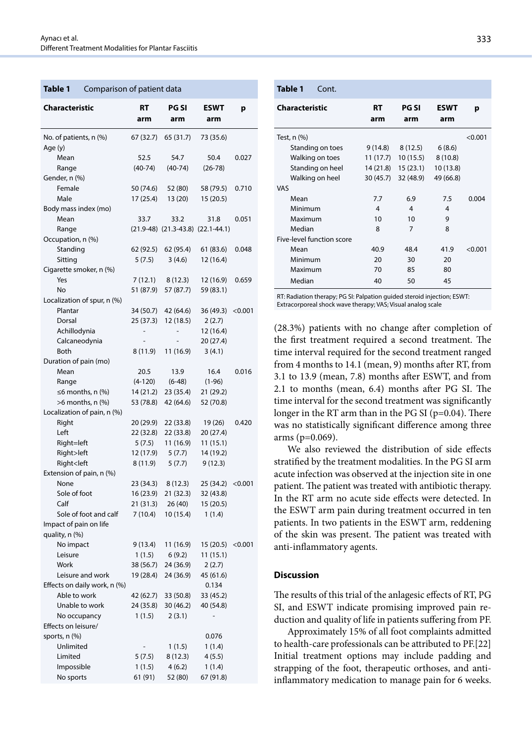**Table 1** Comparison of patient data

| Characteristic | RT arm | PG SI arm | ESWT arm | p |
|---|---|---|---|---|
| No. of patients, n (%) | 67 (32.7) | 65 (31.7) | 73 (35.6) | |
| Age (y) | | | | |
| Mean | 52.5 | 54.7 | 50.4 | 0.027 |
| Range | (40-74) | (40-74) | (26-78) | |
| Gender, n (%) | | | | |
| Female | 50 (74.6) | 52 (80) | 58 (79.5) | 0.710 |
| Male | 17 (25.4) | 13 (20) | 15 (20.5) | |
| Body mass index (mo) | | | | |
| Mean | 33.7 | 33.2 | 31.8 | 0.051 |
| Range | (21.9-48) | (21.3-43.8) | (22.1-44.1) | |
| Occupation, n (%) | | | | |
| Standing | 62 (92.5) | 62 (95.4) | 61 (83.6) | 0.048 |
| Sitting | 5 (7.5) | 3 (4.6) | 12 (16.4) | |
| Cigarette smoker, n (%) | | | | |
| Yes | 7 (12.1) | 8 (12.3) | 12 (16.9) | 0.659 |
| No | 51 (87.9) | 57 (87.7) | 59 (83.1) | |
| Localization of spur, n (%) | | | | |
| Plantar | 34 (50.7) | 42 (64.6) | 36 (49.3) | <0.001 |
| Dorsal | 25 (37.3) | 12 (18.5) | 2 (2.7) | |
| Achillodynia | - | - | 12 (16.4) | |
| Calcaneodynia | - | - | 20 (27.4) | |
| Both | 8 (11.9) | 11 (16.9) | 3 (4.1) | |
| Duration of pain (mo) | | | | |
| Mean | 20.5 | 13.9 | 16.4 | 0.016 |
| Range | (4-120) | (6-48) | (1-96) | |
| ≤6 months, n (%) | 14 (21.2) | 23 (35.4) | 21 (29.2) | |
| >6 months, n (%) | 53 (78.8) | 42 (64.6) | 52 (70.8) | |
| Localization of pain, n (%) | | | | |
| Right | 20 (29.9) | 22 (33.8) | 19 (26) | 0.420 |
| Left | 22 (32.8) | 22 (33.8) | 20 (27.4) | |
| Right=left | 5 (7.5) | 11 (16.9) | 11 (15.1) | |
| Right>left | 12 (17.9) | 5 (7.7) | 14 (19.2) | |
| Right<left | 8 (11.9) | 5 (7.7) | 9 (12.3) | |
| Extension of pain, n (%) | | | | |
| None | 23 (34.3) | 8 (12.3) | 25 (34.2) | <0.001 |
| Sole of foot | 16 (23.9) | 21 (32.3) | 32 (43.8) | |
| Calf | 21 (31.3) | 26 (40) | 15 (20.5) | |
| Sole of foot and calf | 7 (10.4) | 10 (15.4) | 1 (1.4) | |
| Impact of pain on life quality, n (%) | | | | |
| No impact | 9 (13.4) | 11 (16.9) | 15 (20.5) | <0.001 |
| Leisure | 1 (1.5) | 6 (9.2) | 11 (15.1) | |
| Work | 38 (56.7) | 24 (36.9) | 2 (2.7) | |
| Leisure and work | 19 (28.4) | 24 (36.9) | 45 (61.6) | |
| Effects on daily work, n (%) | | | 0.134 | |
| Able to work | 42 (62.7) | 33 (50.8) | 33 (45.2) | |
| Unable to work | 24 (35.8) | 30 (46.2) | 40 (54.8) | |
| No occupancy | 1 (1.5) | 2 (3.1) | - | |
| Effects on leisure/sports, n (%) | | | 0.076 | |
| Unlimited | - | 1 (1.5) | 1 (1.4) | |
| Limited | 5 (7.5) | 8 (12.3) | 4 (5.5) | |
| Impossible | 1 (1.5) | 4 (6.2) | 1 (1.4) | |
| No sports | 61 (91) | 52 (80) | 67 (91.8) | |
| Test, n (%) | | | | <0.001 |
| Standing on toes | 9 (14.8) | 8 (12.5) | 6 (8.6) | |
| Walking on toes | 11 (17.7) | 10 (15.5) | 8 (10.8) | |
| Standing on heel | 14 (21.8) | 15 (23.1) | 10 (13.8) | |
| Walking on heel | 30 (45.7) | 32 (48.9) | 49 (66.8) | |
| VAS | | | | |
| Mean | 7.7 | 6.9 | 7.5 | 0.004 |
| Minimum | 4 | 4 | 4 | |
| Maximum | 10 | 10 | 9 | |
| Median | 8 | 7 | 8 | |
| Five-level function score | | | | |
| Mean | 40.9 | 48.4 | 41.9 | <0.001 |
| Minimum | 20 | 30 | 20 | |
| Maximum | 70 | 85 | 80 | |
| Median | 40 | 50 | 45 | |

RT: Radiation therapy; PG SI: Palpation guided steroid injection; ESWT: Extracorporeal shock wave therapy; VAS; Visual analog scale

(28.3%) patients with no change after completion of the first treatment required a second treatment. The time interval required for the second treatment ranged from 4 months to 14.1 (mean, 9) months after RT, from 3.1 to 13.9 (mean, 7.8) months after ESWT, and from 2.1 to months (mean, 6.4) months after PG SI. The time interval for the second treatment was significantly longer in the RT arm than in the PG SI (p=0.04). There was no statistically significant difference among three arms (p=0.069).

We also reviewed the distribution of side effects stratified by the treatment modalities. In the PG SI arm acute infection was observed at the injection site in one patient. The patient was treated with antibiotic therapy. In the RT arm no acute side effects were detected. In the ESWT arm pain during treatment occurred in ten patients. In two patients in the ESWT arm, reddening of the skin was present. The patient was treated with anti-inflammatory agents.

## Discussion

The results of this trial of the anlagesic effects of RT, PG SI, and ESWT indicate promising improved pain reduction and quality of life in patients suffering from PF.

Approximately 15% of all foot complaints admitted to health-care professionals can be attributed to PF.[22] Initial treatment options may include padding and strapping of the foot, therapeutic orthoses, and anti-inflammatory medication to manage pain for 6 weeks.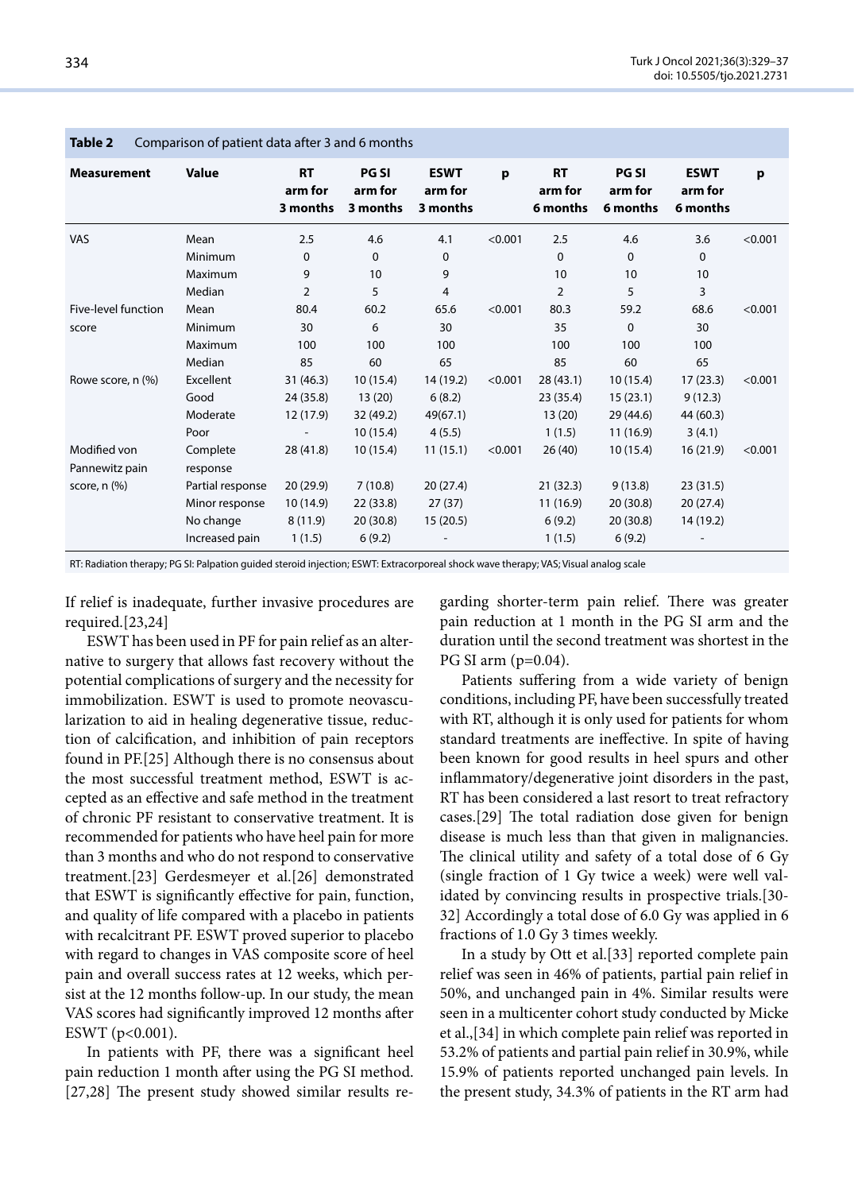**Table 2** Comparison of patient data after 3 and 6 months

| Measurement | Value | RT arm for 3 months | PG SI arm for 3 months | ESWT arm for 3 months | p | RT arm for 6 months | PG SI arm for 6 months | ESWT arm for 6 months | p |
|---|---|---|---|---|---|---|---|---|---|
| VAS | Mean | 2.5 | 4.6 | 4.1 | <0.001 | 2.5 | 4.6 | 3.6 | <0.001 |
| | Minimum | 0 | 0 | 0 | | 0 | 0 | 0 | |
| | Maximum | 9 | 10 | 9 | | 10 | 10 | 10 | |
| | Median | 2 | 5 | 4 | | 2 | 5 | 3 | |
| Five-level function score | Mean | 80.4 | 60.2 | 65.6 | <0.001 | 80.3 | 59.2 | 68.6 | <0.001 |
| | Minimum | 30 | 6 | 30 | | 35 | 0 | 30 | |
| | Maximum | 100 | 100 | 100 | | 100 | 100 | 100 | |
| | Median | 85 | 60 | 65 | | 85 | 60 | 65 | |
| Rowe score, n (%) | Excellent | 31 (46.3) | 10 (15.4) | 14 (19.2) | <0.001 | 28 (43.1) | 10 (15.4) | 17 (23.3) | <0.001 |
| | Good | 24 (35.8) | 13 (20) | 6 (8.2) | | 23 (35.4) | 15 (23.1) | 9 (12.3) | |
| | Moderate | 12 (17.9) | 32 (49.2) | 49(67.1) | | 13 (20) | 29 (44.6) | 44 (60.3) | |
| | Poor | - | 10 (15.4) | 4 (5.5) | | 1 (1.5) | 11 (16.9) | 3 (4.1) | |
| Modified von Pannewitz pain score, n (%) | Complete response | 28 (41.8) | 10 (15.4) | 11 (15.1) | <0.001 | 26 (40) | 10 (15.4) | 16 (21.9) | <0.001 |
| | Partial response | 20 (29.9) | 7 (10.8) | 20 (27.4) | | 21 (32.3) | 9 (13.8) | 23 (31.5) | |
| | Minor response | 10 (14.9) | 22 (33.8) | 27 (37) | | 11 (16.9) | 20 (30.8) | 20 (27.4) | |
| | No change | 8 (11.9) | 20 (30.8) | 15 (20.5) | | 6 (9.2) | 20 (30.8) | 14 (19.2) | |
| | Increased pain | 1 (1.5) | 6 (9.2) | - | | 1 (1.5) | 6 (9.2) | - | |

RT: Radiation therapy; PG SI: Palpation guided steroid injection; ESWT: Extracorporeal shock wave therapy; VAS; Visual analog scale

If relief is inadequate, further invasive procedures are required.[23,24]

ESWT has been used in PF for pain relief as an alternative to surgery that allows fast recovery without the potential complications of surgery and the necessity for immobilization. ESWT is used to promote neovascularization to aid in healing degenerative tissue, reduction of calcification, and inhibition of pain receptors found in PF.[25] Although there is no consensus about the most successful treatment method, ESWT is accepted as an effective and safe method in the treatment of chronic PF resistant to conservative treatment. It is recommended for patients who have heel pain for more than 3 months and who do not respond to conservative treatment.[23] Gerdesmeyer et al.[26] demonstrated that ESWT is significantly effective for pain, function, and quality of life compared with a placebo in patients with recalcitrant PF. ESWT proved superior to placebo with regard to changes in VAS composite score of heel pain and overall success rates at 12 weeks, which persist at the 12 months follow-up. In our study, the mean VAS scores had significantly improved 12 months after ESWT (p<0.001).

In patients with PF, there was a significant heel pain reduction 1 month after using the PG SI method.[27,28] The present study showed similar results regarding shorter-term pain relief. There was greater pain reduction at 1 month in the PG SI arm and the duration until the second treatment was shortest in the PG SI arm (p=0.04).

Patients suffering from a wide variety of benign conditions, including PF, have been successfully treated with RT, although it is only used for patients for whom standard treatments are ineffective. In spite of having been known for good results in heel spurs and other inflammatory/degenerative joint disorders in the past, RT has been considered a last resort to treat refractory cases.[29] The total radiation dose given for benign disease is much less than that given in malignancies. The clinical utility and safety of a total dose of 6 Gy (single fraction of 1 Gy twice a week) were well validated by convincing results in prospective trials.[30-32] Accordingly a total dose of 6.0 Gy was applied in 6 fractions of 1.0 Gy 3 times weekly.

In a study by Ott et al.[33] reported complete pain relief was seen in 46% of patients, partial pain relief in 50%, and unchanged pain in 4%. Similar results were seen in a multicenter cohort study conducted by Micke et al.,[34] in which complete pain relief was reported in 53.2% of patients and partial pain relief in 30.9%, while 15.9% of patients reported unchanged pain levels. In the present study, 34.3% of patients in the RT arm had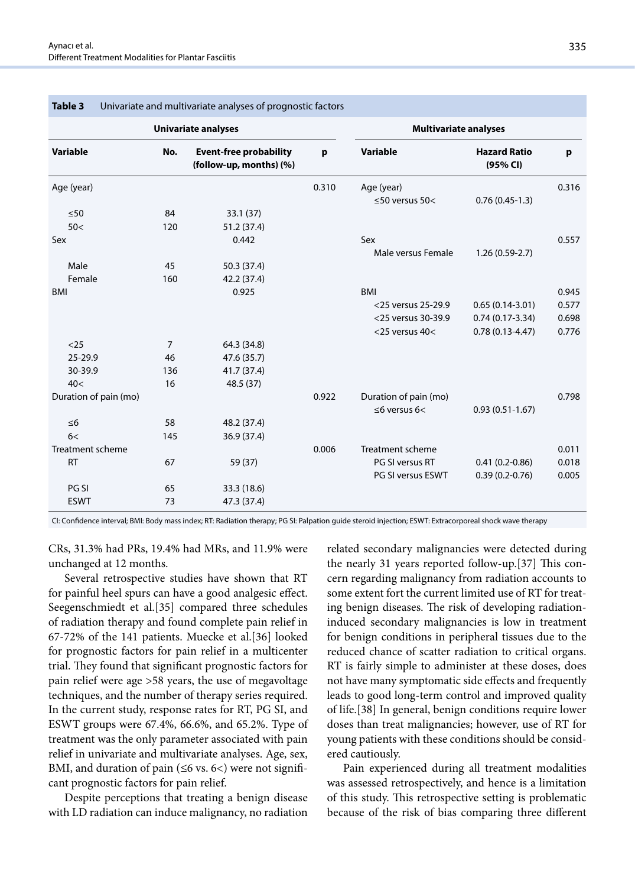**Table 3** Univariate and multivariate analyses of prognostic factors

| Univariate analyses | | | | Multivariate analyses | | |
|---|---|---|---|---|---|---|
| **Variable** | **No.** | **Event-free probability (follow-up, months) (%)** | **p** | **Variable** | **Hazard Ratio (95% CI)** | **p** |
| Age (year) | | | 0.310 | Age (year) | | 0.316 |
| | | | | ≤50 versus 50< | 0.76 (0.45-1.3) | |
| ≤50 | 84 | 33.1 (37) | | | | |
| 50< | 120 | 51.2 (37.4) | | | | |
| Sex | | 0.442 | | Sex | | 0.557 |
| | | | | Male versus Female | 1.26 (0.59-2.7) | |
| Male | 45 | 50.3 (37.4) | | | | |
| Female | 160 | 42.2 (37.4) | | | | |
| BMI | | 0.925 | | BMI | | 0.945 |
| | | | | <25 versus 25-29.9 | 0.65 (0.14-3.01) | 0.577 |
| | | | | <25 versus 30-39.9 | 0.74 (0.17-3.34) | 0.698 |
| | | | | <25 versus 40< | 0.78 (0.13-4.47) | 0.776 |
| <25 | 7 | 64.3 (34.8) | | | | |
| 25-29.9 | 46 | 47.6 (35.7) | | | | |
| 30-39.9 | 136 | 41.7 (37.4) | | | | |
| 40< | 16 | 48.5 (37) | | | | |
| Duration of pain (mo) | | | 0.922 | Duration of pain (mo) | | 0.798 |
| | | | | ≤6 versus 6< | 0.93 (0.51-1.67) | |
| ≤6 | 58 | 48.2 (37.4) | | | | |
| 6< | 145 | 36.9 (37.4) | | | | |
| Treatment scheme | | | 0.006 | Treatment scheme | | 0.011 |
| RT | 67 | 59 (37) | | PG SI versus RT | 0.41 (0.2-0.86) | 0.018 |
| | | | | PG SI versus ESWT | 0.39 (0.2-0.76) | 0.005 |
| PG SI | 65 | 33.3 (18.6) | | | | |
| ESWT | 73 | 47.3 (37.4) | | | | |

CI: Confidence interval; BMI: Body mass index; RT: Radiation therapy; PG SI: Palpation guide steroid injection; ESWT: Extracorporeal shock wave therapy

CRs, 31.3% had PRs, 19.4% had MRs, and 11.9% were unchanged at 12 months.

Several retrospective studies have shown that RT for painful heel spurs can have a good analgesic effect. Seegenschmiedt et al.[35] compared three schedules of radiation therapy and found complete pain relief in 67-72% of the 141 patients. Muecke et al.[36] looked for prognostic factors for pain relief in a multicenter trial. They found that significant prognostic factors for pain relief were age >58 years, the use of megavoltage techniques, and the number of therapy series required. In the current study, response rates for RT, PG SI, and ESWT groups were 67.4%, 66.6%, and 65.2%. Type of treatment was the only parameter associated with pain relief in univariate and multivariate analyses. Age, sex, BMI, and duration of pain (≤6 vs. 6<) were not significant prognostic factors for pain relief.

Despite perceptions that treating a benign disease with LD radiation can induce malignancy, no radiation related secondary malignancies were detected during the nearly 31 years reported follow-up.[37] This concern regarding malignancy from radiation accounts to some extent fort the current limited use of RT for treating benign diseases. The risk of developing radiation-induced secondary malignancies is low in treatment for benign conditions in peripheral tissues due to the reduced chance of scatter radiation to critical organs. RT is fairly simple to administer at these doses, does not have many symptomatic side effects and frequently leads to good long-term control and improved quality of life.[38] In general, benign conditions require lower doses than treat malignancies; however, use of RT for young patients with these conditions should be considered cautiously.

Pain experienced during all treatment modalities was assessed retrospectively, and hence is a limitation of this study. This retrospective setting is problematic because of the risk of bias comparing three different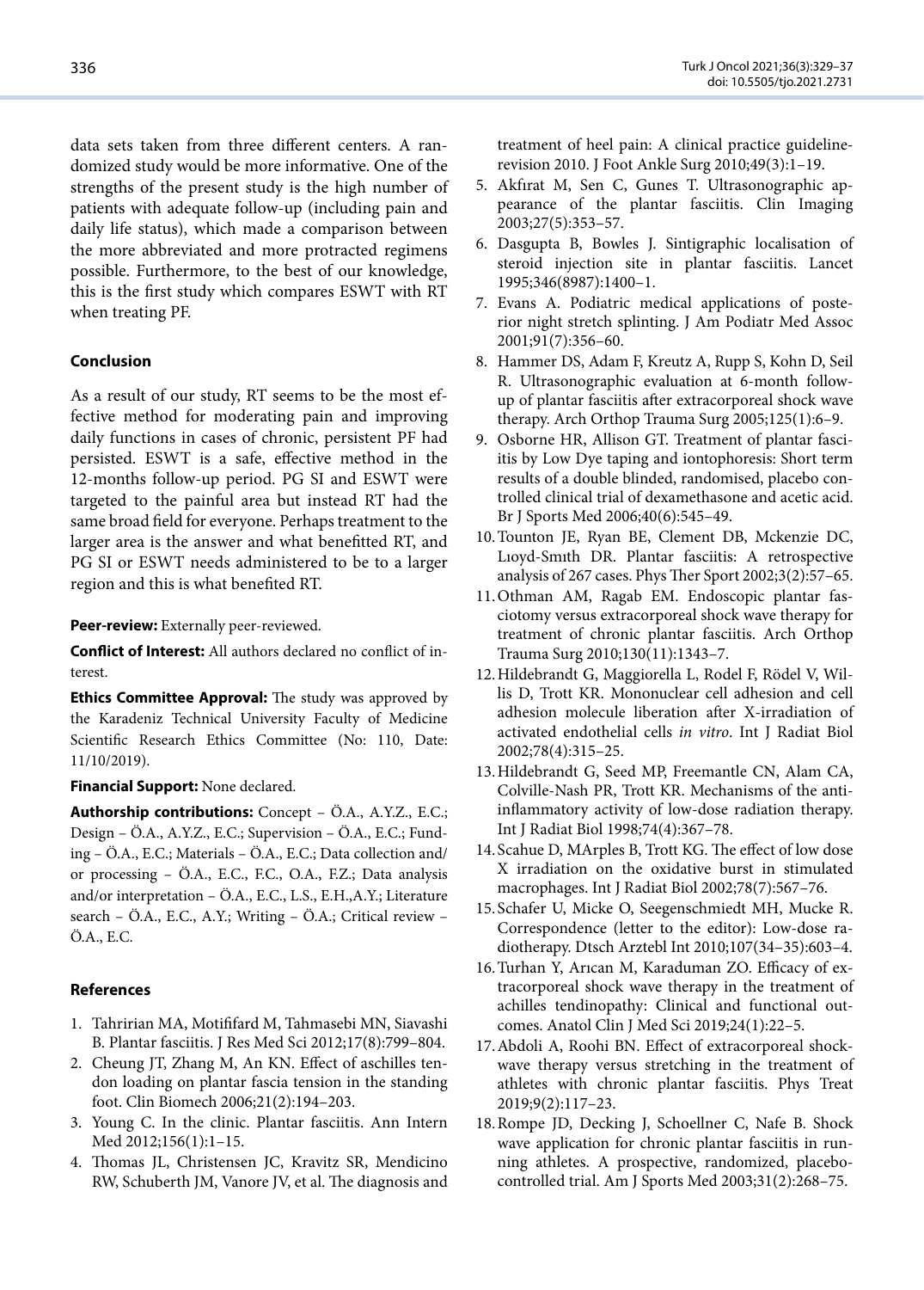data sets taken from three different centers. A randomized study would be more informative. One of the strengths of the present study is the high number of patients with adequate follow-up (including pain and daily life status), which made a comparison between the more abbreviated and more protracted regimens possible. Furthermore, to the best of our knowledge, this is the first study which compares ESWT with RT when treating PF.

## Conclusion

As a result of our study, RT seems to be the most effective method for moderating pain and improving daily functions in cases of chronic, persistent PF had persisted. ESWT is a safe, effective method in the 12-months follow-up period. PG SI and ESWT were targeted to the painful area but instead RT had the same broad field for everyone. Perhaps treatment to the larger area is the answer and what benefitted RT, and PG SI or ESWT needs administered to be to a larger region and this is what benefited RT.

**Peer-review:** Externally peer-reviewed.

**Conflict of Interest:** All authors declared no conflict of interest.

**Ethics Committee Approval:** The study was approved by the Karadeniz Technical University Faculty of Medicine Scientific Research Ethics Committee (No: 110, Date: 11/10/2019).

**Financial Support:** None declared.

**Authorship contributions:** Concept – Ö.A., A.Y.Z., E.C.; Design – Ö.A., A.Y.Z., E.C.; Supervision – Ö.A., E.C.; Funding – Ö.A., E.C.; Materials – Ö.A., E.C.; Data collection and/or processing – Ö.A., E.C., F.C., O.A., F.Z.; Data analysis and/or interpretation – Ö.A., E.C., L.S., E.H.,A.Y.; Literature search – Ö.A., E.C., A.Y.; Writing – Ö.A.; Critical review – Ö.A., E.C.

## References

1. Tahririan MA, Motififard M, Tahmasebi MN, Siavashi B. Plantar fasciitis. J Res Med Sci 2012;17(8):799–804.
2. Cheung JT, Zhang M, An KN. Effect of aschilles tendon loading on plantar fascia tension in the standing foot. Clin Biomech 2006;21(2):194–203.
3. Young C. In the clinic. Plantar fasciitis. Ann Intern Med 2012;156(1):1–15.
4. Thomas JL, Christensen JC, Kravitz SR, Mendicino RW, Schuberth JM, Vanore JV, et al. The diagnosis and treatment of heel pain: A clinical practice guideline-revision 2010. J Foot Ankle Surg 2010;49(3):1–19.
5. Akfırat M, Sen C, Gunes T. Ultrasonographic appearance of the plantar fasciitis. Clin Imaging 2003;27(5):353–57.
6. Dasgupta B, Bowles J. Sintigraphic localisation of steroid injection site in plantar fasciitis. Lancet 1995;346(8987):1400–1.
7. Evans A. Podiatric medical applications of posterior night stretch splinting. J Am Podiatr Med Assoc 2001;91(7):356–60.
8. Hammer DS, Adam F, Kreutz A, Rupp S, Kohn D, Seil R. Ultrasonographic evaluation at 6-month follow-up of plantar fasciitis after extracorporeal shock wave therapy. Arch Orthop Trauma Surg 2005;125(1):6–9.
9. Osborne HR, Allison GT. Treatment of plantar fasciitis by Low Dye taping and iontophoresis: Short term results of a double blinded, randomised, placebo controlled clinical trial of dexamethasone and acetic acid. Br J Sports Med 2006;40(6):545–49.
10. Tounton JE, Ryan BE, Clement DB, Mckenzie DC, Lıoyd-Smıth DR. Plantar fasciitis: A retrospective analysis of 267 cases. Phys Ther Sport 2002;3(2):57–65.
11. Othman AM, Ragab EM. Endoscopic plantar fasciotomy versus extracorporeal shock wave therapy for treatment of chronic plantar fasciitis. Arch Orthop Trauma Surg 2010;130(11):1343–7.
12. Hildebrandt G, Maggiorella L, Rodel F, Rödel V, Willis D, Trott KR. Mononuclear cell adhesion and cell adhesion molecule liberation after X-irradiation of activated endothelial cells *in vitro*. Int J Radiat Biol 2002;78(4):315–25.
13. Hildebrandt G, Seed MP, Freemantle CN, Alam CA, Colville-Nash PR, Trott KR. Mechanisms of the anti-inflammatory activity of low-dose radiation therapy. Int J Radiat Biol 1998;74(4):367–78.
14. Scahue D, MArples B, Trott KG. The effect of low dose X irradiation on the oxidative burst in stimulated macrophages. Int J Radiat Biol 2002;78(7):567–76.
15. Schafer U, Micke O, Seegenschmiedt MH, Mucke R. Correspondence (letter to the editor): Low-dose radiotherapy. Dtsch Arztebl Int 2010;107(34–35):603–4.
16. Turhan Y, Arıcan M, Karaduman ZO. Efficacy of extracorporeal shock wave therapy in the treatment of achilles tendinopathy: Clinical and functional outcomes. Anatol Clin J Med Sci 2019;24(1):22–5.
17. Abdoli A, Roohi BN. Effect of extracorporeal shock-wave therapy versus stretching in the treatment of athletes with chronic plantar fasciitis. Phys Treat 2019;9(2):117–23.
18. Rompe JD, Decking J, Schoellner C, Nafe B. Shock wave application for chronic plantar fasciitis in running athletes. A prospective, randomized, placebo-controlled trial. Am J Sports Med 2003;31(2):268–75.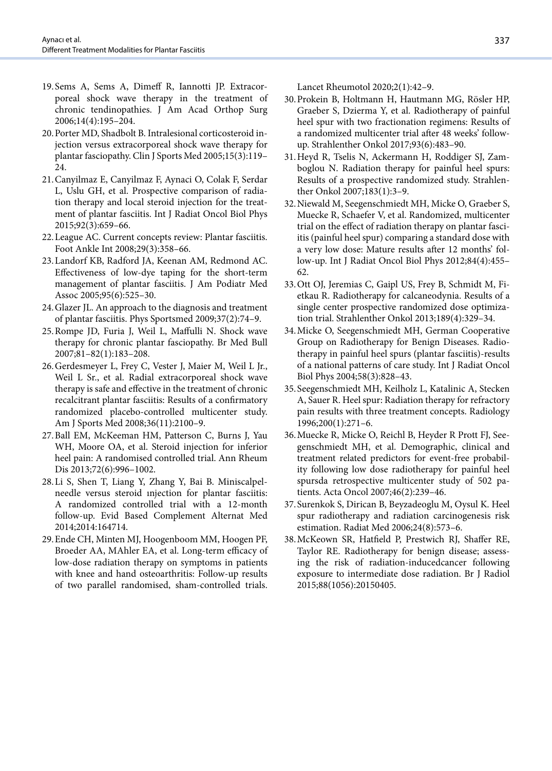19. Sems A, Sems A, Dimeff R, Iannotti JP. Extracorporeal shock wave therapy in the treatment of chronic tendinopathies. J Am Acad Orthop Surg 2006;14(4):195–204.
20. Porter MD, Shadbolt B. Intralesional corticosteroid injection versus extracorporeal shock wave therapy for plantar fasciopathy. Clin J Sports Med 2005;15(3):119–24.
21. Canyilmaz E, Canyilmaz F, Aynaci O, Colak F, Serdar L, Uslu GH, et al. Prospective comparison of radiation therapy and local steroid injection for the treatment of plantar fasciitis. Int J Radiat Oncol Biol Phys 2015;92(3):659–66.
22. League AC. Current concepts review: Plantar fasciitis. Foot Ankle Int 2008;29(3):358–66.
23. Landorf KB, Radford JA, Keenan AM, Redmond AC. Effectiveness of low-dye taping for the short-term management of plantar fasciitis. J Am Podiatr Med Assoc 2005;95(6):525–30.
24. Glazer JL. An approach to the diagnosis and treatment of plantar fasciitis. Phys Sportsmed 2009;37(2):74–9.
25. Rompe JD, Furia J, Weil L, Maffulli N. Shock wave therapy for chronic plantar fasciopathy. Br Med Bull 2007;81–82(1):183–208.
26. Gerdesmeyer L, Frey C, Vester J, Maier M, Weil L Jr., Weil L Sr., et al. Radial extracorporeal shock wave therapy is safe and effective in the treatment of chronic recalcitrant plantar fasciitis: Results of a confirmatory randomized placebo-controlled multicenter study. Am J Sports Med 2008;36(11):2100–9.
27. Ball EM, McKeeman HM, Patterson C, Burns J, Yau WH, Moore OA, et al. Steroid injection for inferior heel pain: A randomised controlled trial. Ann Rheum Dis 2013;72(6):996–1002.
28. Li S, Shen T, Liang Y, Zhang Y, Bai B. Miniscalpel-needle versus steroid ınjection for plantar fasciitis: A randomized controlled trial with a 12-month follow-up. Evid Based Complement Alternat Med 2014;2014:164714.
29. Ende CH, Minten MJ, Hoogenboom MM, Hoogen PF, Broeder AA, MAhler EA, et al. Long-term efficacy of low-dose radiation therapy on symptoms in patients with knee and hand osteoarthritis: Follow-up results of two parallel randomised, sham-controlled trials. Lancet Rheumotol 2020;2(1):42–9.
30. Prokein B, Holtmann H, Hautmann MG, Rösler HP, Graeber S, Dzierma Y, et al. Radiotherapy of painful heel spur with two fractionation regimens: Results of a randomized multicenter trial after 48 weeks' follow-up. Strahlenther Onkol 2017;93(6):483–90.
31. Heyd R, Tselis N, Ackermann H, Roddiger SJ, Zamboglou N. Radiation therapy for painful heel spurs: Results of a prospective randomized study. Strahlenther Onkol 2007;183(1):3–9.
32. Niewald M, Seegenschmiedt MH, Micke O, Graeber S, Muecke R, Schaefer V, et al. Randomized, multicenter trial on the effect of radiation therapy on plantar fasciitis (painful heel spur) comparing a standard dose with a very low dose: Mature results after 12 months' follow-up. Int J Radiat Oncol Biol Phys 2012;84(4):455–62.
33. Ott OJ, Jeremias C, Gaipl US, Frey B, Schmidt M, Fietkau R. Radiotherapy for calcaneodynia. Results of a single center prospective randomized dose optimization trial. Strahlenther Onkol 2013;189(4):329–34.
34. Micke O, Seegenschmiedt MH, German Cooperative Group on Radiotherapy for Benign Diseases. Radiotherapy in painful heel spurs (plantar fasciitis)-results of a national patterns of care study. Int J Radiat Oncol Biol Phys 2004;58(3):828–43.
35. Seegenschmiedt MH, Keilholz L, Katalinic A, Stecken A, Sauer R. Heel spur: Radiation therapy for refractory pain results with three treatment concepts. Radiology 1996;200(1):271–6.
36. Muecke R, Micke O, Reichl B, Heyder R Prott FJ, Seegenschmiedt MH, et al. Demographic, clinical and treatment related predictors for event-free probability following low dose radiotherapy for painful heel spursda retrospective multicenter study of 502 patients. Acta Oncol 2007;46(2):239–46.
37. Surenkok S, Dirican B, Beyzadeoglu M, Oysul K. Heel spur radiotherapy and radiation carcinogenesis risk estimation. Radiat Med 2006;24(8):573–6.
38. McKeown SR, Hatfield P, Prestwich RJ, Shaffer RE, Taylor RE. Radiotherapy for benign disease; assessing the risk of radiation-inducedcancer following exposure to intermediate dose radiation. Br J Radiol 2015;88(1056):20150405.